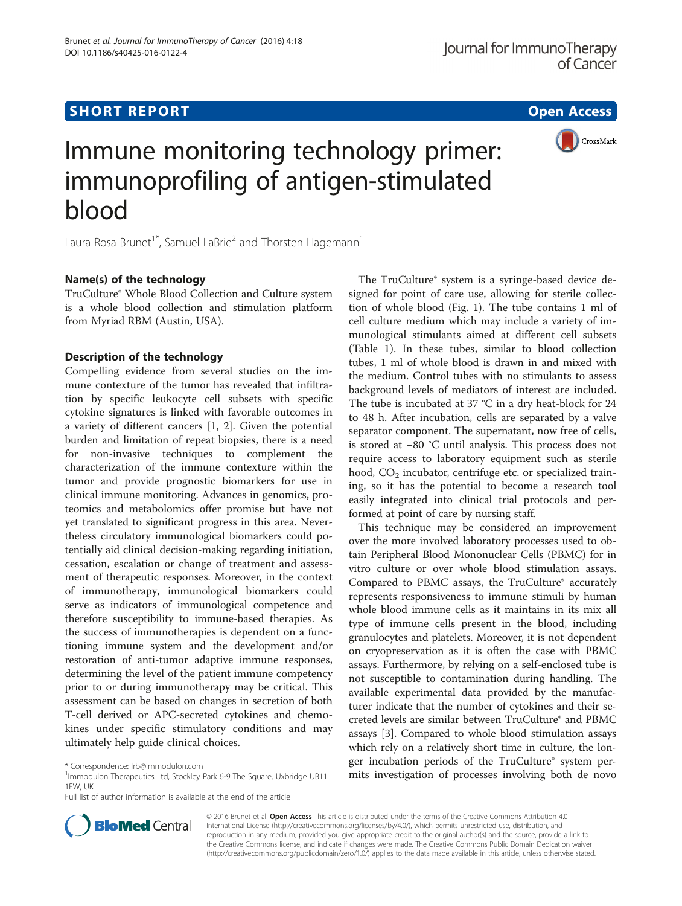SHORT REPORT

Open Access

# Immune monitoring technology primer: immunoprofiling of antigen-stimulated blood

Laura Rosa Brunet[1*], Samuel LaBrie[2] and Thorsten Hagemann[1]

## Name(s) of the technology

TruCulture® Whole Blood Collection and Culture system is a whole blood collection and stimulation platform from Myriad RBM (Austin, USA).

## Description of the technology

Compelling evidence from several studies on the immune contexture of the tumor has revealed that infiltration by specific leukocyte cell subsets with specific cytokine signatures is linked with favorable outcomes in a variety of different cancers [1, 2]. Given the potential burden and limitation of repeat biopsies, there is a need for non-invasive techniques to complement the characterization of the immune contexture within the tumor and provide prognostic biomarkers for use in clinical immune monitoring. Advances in genomics, proteomics and metabolomics offer promise but have not yet translated to significant progress in this area. Nevertheless circulatory immunological biomarkers could potentially aid clinical decision-making regarding initiation, cessation, escalation or change of treatment and assessment of therapeutic responses. Moreover, in the context of immunotherapy, immunological biomarkers could serve as indicators of immunological competence and therefore susceptibility to immune-based therapies. As the success of immunotherapies is dependent on a functioning immune system and the development and/or restoration of anti-tumor adaptive immune responses, determining the level of the patient immune competency prior to or during immunotherapy may be critical. This assessment can be based on changes in secretion of both T-cell derived or APC-secreted cytokines and chemokines under specific stimulatory conditions and may ultimately help guide clinical choices.

The TruCulture® system is a syringe-based device designed for point of care use, allowing for sterile collection of whole blood (Fig. 1). The tube contains 1 ml of cell culture medium which may include a variety of immunological stimulants aimed at different cell subsets (Table 1). In these tubes, similar to blood collection tubes, 1 ml of whole blood is drawn in and mixed with the medium. Control tubes with no stimulants to assess background levels of mediators of interest are included. The tube is incubated at 37 °C in a dry heat-block for 24 to 48 h. After incubation, cells are separated by a valve separator component. The supernatant, now free of cells, is stored at −80 °C until analysis. This process does not require access to laboratory equipment such as sterile hood, $CO_2$ incubator, centrifuge etc. or specialized training, so it has the potential to become a research tool easily integrated into clinical trial protocols and performed at point of care by nursing staff.

This technique may be considered an improvement over the more involved laboratory processes used to obtain Peripheral Blood Mononuclear Cells (PBMC) for in vitro culture or over whole blood stimulation assays. Compared to PBMC assays, the TruCulture® accurately represents responsiveness to immune stimuli by human whole blood immune cells as it maintains in its mix all type of immune cells present in the blood, including granulocytes and platelets. Moreover, it is not dependent on cryopreservation as it is often the case with PBMC assays. Furthermore, by relying on a self-enclosed tube is not susceptible to contamination during handling. The available experimental data provided by the manufacturer indicate that the number of cytokines and their secreted levels are similar between TruCulture® and PBMC assays [3]. Compared to whole blood stimulation assays which rely on a relatively short time in culture, the longer incubation periods of the TruCulture® system permits investigation of processes involving both de novo

\* Correspondence: lrb@immodulon.com
[1]Immodulon Therapeutics Ltd, Stockley Park 6-9 The Square, Uxbridge UB11 1FW, UK
Full list of author information is available at the end of the article

© 2016 Brunet et al. **Open Access** This article is distributed under the terms of the Creative Commons Attribution 4.0 International License (http://creativecommons.org/licenses/by/4.0/), which permits unrestricted use, distribution, and reproduction in any medium, provided you give appropriate credit to the original author(s) and the source, provide a link to the Creative Commons license, and indicate if changes were made. The Creative Commons Public Domain Dedication waiver (http://creativecommons.org/publicdomain/zero/1.0/) applies to the data made available in this article, unless otherwise stated.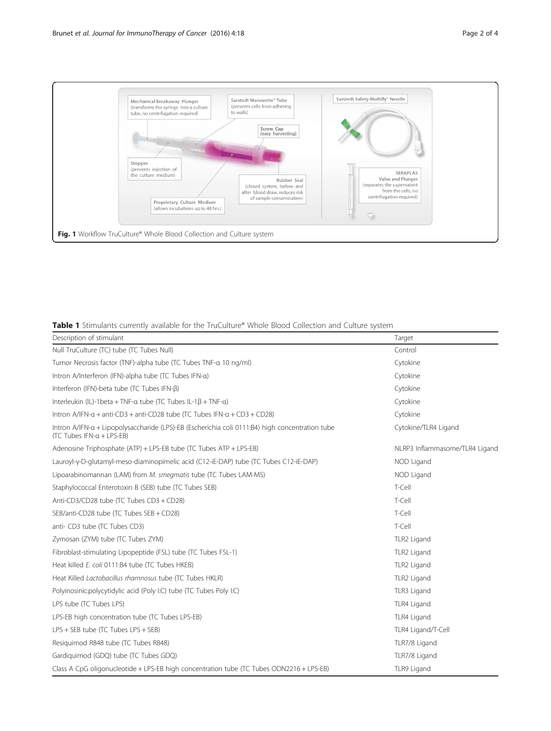**Fig. 1** Workflow TruCulture® Whole Blood Collection and Culture system

**Table 1** Stimulants currently available for the TruCulture® Whole Blood Collection and Culture system

| Description of stimulant | Target |
|---|---|
| Null TruCulture (TC) tube (TC Tubes Null) | Control |
| Tumor Necrosis factor (TNF)-alpha tube (TC Tubes TNF-α 10 ng/ml) | Cytokine |
| Intron A/Interferon (IFN)-alpha tube (TC Tubes IFN-α) | Cytokine |
| Interferon (IFN)-beta tube (TC Tubes IFN-β) | Cytokine |
| Interleukin (IL)-1beta + TNF-α tube (TC Tubes IL-1β + TNF-α) | Cytokine |
| Intron A/IFN-α + anti-CD3 + anti-CD28 tube (TC Tubes IFN-α + CD3 + CD28) | Cytokine |
| Intron A/IFN-α + Lipopolysaccharide (LPS)-EB (Escherichia coli 0111:B4) high concentration tube (TC Tubes IFN-α + LPS-EB) | Cytokine/TLR4 Ligand |
| Adenosine Triphosphate (ATP) + LPS-EB tube (TC Tubes ATP + LPS-EB) | NLRP3 Inflammasome/TLR4 Ligand |
| Lauroyl-γ-D-glutamyl-meso-diaminopimelic acid (C12-iE-DAP) tube (TC Tubes C12-iE-DAP) | NOD Ligand |
| Lipoarabinomannan (LAM) from *M. smegmatis* tube (TC Tubes LAM-MS) | NOD Ligand |
| Staphylococcal Enterotoxin B (SEB) tube (TC Tubes SEB) | T-Cell |
| Anti-CD3/CD28 tube (TC Tubes CD3 + CD28) | T-Cell |
| SEB/anti-CD28 tube (TC Tubes SEB + CD28) | T-Cell |
| anti- CD3 tube (TC Tubes CD3) | T-Cell |
| Zymosan (ZYM) tube (TC Tubes ZYM) | TLR2 Ligand |
| Fibroblast-stimulating Lipopeptide (FSL) tube (TC Tubes FSL-1) | TLR2 Ligand |
| Heat killed *E. coli* 0111:B4 tube (TC Tubes HKEB) | TLR2 Ligand |
| Heat Killed *Lactobacillus rhamnosus* tube (TC Tubes HKLR) | TLR2 Ligand |
| Polyinosinic:polycytidylic acid (Poly I:C) tube (TC Tubes Poly I:C) | TLR3 Ligand |
| LPS tube (TC Tubes LPS) | TLR4 Ligand |
| LPS-EB high concentration tube (TC Tubes LPS-EB) | TLR4 Ligand |
| LPS + SEB tube (TC Tubes LPS + SEB) | TLR4 Ligand/T-Cell |
| Resiquimod R848 tube (TC Tubes R848) | TLR7/8 Ligand |
| Gardiquimod (GDQ) tube (TC Tubes GDQ) | TLR7/8 Ligand |
| Class A CpG oligonucleotide + LPS-EB high concentration tube (TC Tubes ODN2216 + LPS-EB) | TLR9 Ligand |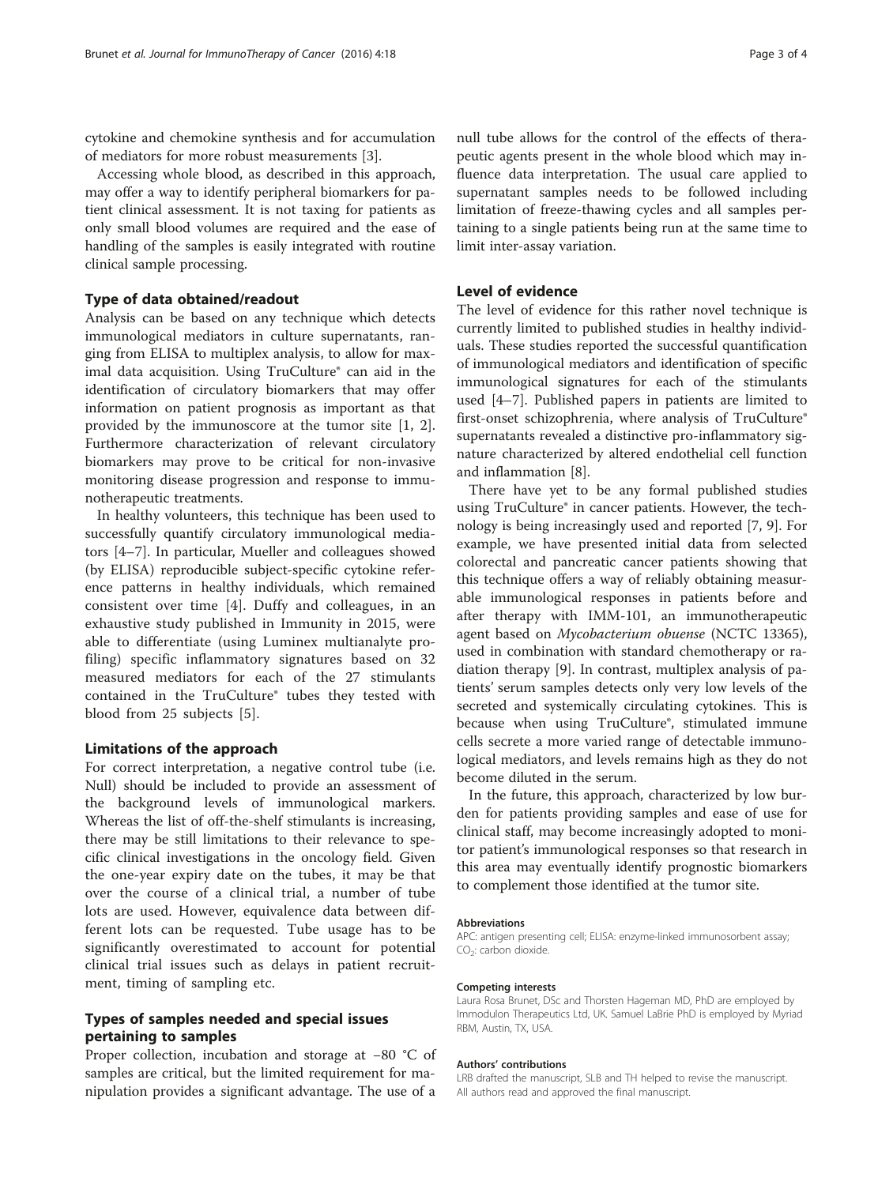cytokine and chemokine synthesis and for accumulation of mediators for more robust measurements [3].

Accessing whole blood, as described in this approach, may offer a way to identify peripheral biomarkers for patient clinical assessment. It is not taxing for patients as only small blood volumes are required and the ease of handling of the samples is easily integrated with routine clinical sample processing.

## Type of data obtained/readout

Analysis can be based on any technique which detects immunological mediators in culture supernatants, ranging from ELISA to multiplex analysis, to allow for maximal data acquisition. Using TruCulture® can aid in the identification of circulatory biomarkers that may offer information on patient prognosis as important as that provided by the immunoscore at the tumor site [1, 2]. Furthermore characterization of relevant circulatory biomarkers may prove to be critical for non-invasive monitoring disease progression and response to immunotherapeutic treatments.

In healthy volunteers, this technique has been used to successfully quantify circulatory immunological mediators [4–7]. In particular, Mueller and colleagues showed (by ELISA) reproducible subject-specific cytokine reference patterns in healthy individuals, which remained consistent over time [4]. Duffy and colleagues, in an exhaustive study published in Immunity in 2015, were able to differentiate (using Luminex multianalyte profiling) specific inflammatory signatures based on 32 measured mediators for each of the 27 stimulants contained in the TruCulture® tubes they tested with blood from 25 subjects [5].

## Limitations of the approach

For correct interpretation, a negative control tube (i.e. Null) should be included to provide an assessment of the background levels of immunological markers. Whereas the list of off-the-shelf stimulants is increasing, there may be still limitations to their relevance to specific clinical investigations in the oncology field. Given the one-year expiry date on the tubes, it may be that over the course of a clinical trial, a number of tube lots are used. However, equivalence data between different lots can be requested. Tube usage has to be significantly overestimated to account for potential clinical trial issues such as delays in patient recruitment, timing of sampling etc.

## Types of samples needed and special issues pertaining to samples

Proper collection, incubation and storage at −80 °C of samples are critical, but the limited requirement for manipulation provides a significant advantage. The use of a null tube allows for the control of the effects of therapeutic agents present in the whole blood which may influence data interpretation. The usual care applied to supernatant samples needs to be followed including limitation of freeze-thawing cycles and all samples pertaining to a single patients being run at the same time to limit inter-assay variation.

## Level of evidence

The level of evidence for this rather novel technique is currently limited to published studies in healthy individuals. These studies reported the successful quantification of immunological mediators and identification of specific immunological signatures for each of the stimulants used [4–7]. Published papers in patients are limited to first-onset schizophrenia, where analysis of TruCulture® supernatants revealed a distinctive pro-inflammatory signature characterized by altered endothelial cell function and inflammation [8].

There have yet to be any formal published studies using TruCulture® in cancer patients. However, the technology is being increasingly used and reported [7, 9]. For example, we have presented initial data from selected colorectal and pancreatic cancer patients showing that this technique offers a way of reliably obtaining measurable immunological responses in patients before and after therapy with IMM-101, an immunotherapeutic agent based on *Mycobacterium obuense* (NCTC 13365), used in combination with standard chemotherapy or radiation therapy [9]. In contrast, multiplex analysis of patients' serum samples detects only very low levels of the secreted and systemically circulating cytokines. This is because when using TruCulture®, stimulated immune cells secrete a more varied range of detectable immunological mediators, and levels remains high as they do not become diluted in the serum.

In the future, this approach, characterized by low burden for patients providing samples and ease of use for clinical staff, may become increasingly adopted to monitor patient's immunological responses so that research in this area may eventually identify prognostic biomarkers to complement those identified at the tumor site.

#### Abbreviations

APC: antigen presenting cell; ELISA: enzyme-linked immunosorbent assay; $CO_2$: carbon dioxide.

#### Competing interests

Laura Rosa Brunet, DSc and Thorsten Hageman MD, PhD are employed by Immodulon Therapeutics Ltd, UK. Samuel LaBrie PhD is employed by Myriad RBM, Austin, TX, USA.

#### Authors' contributions

LRB drafted the manuscript, SLB and TH helped to revise the manuscript. All authors read and approved the final manuscript.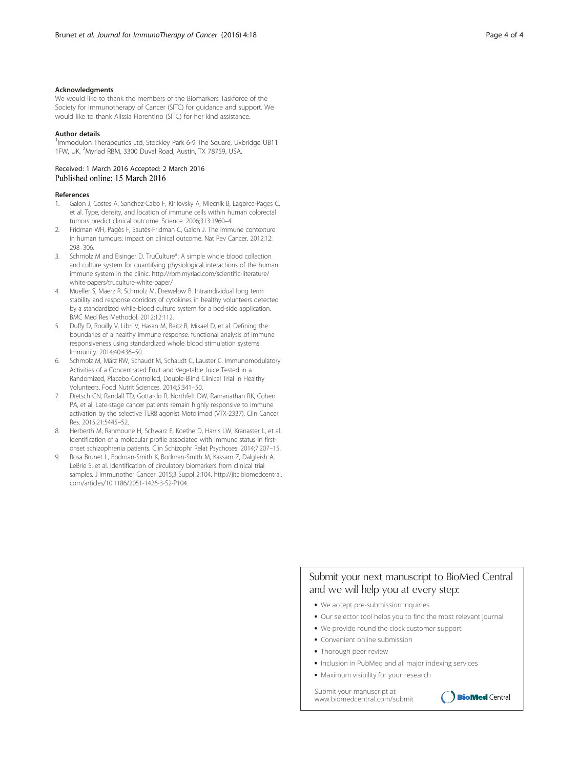### Acknowledgments

We would like to thank the members of the Biomarkers Taskforce of the Society for Immunotherapy of Cancer (SITC) for guidance and support. We would like to thank Alissia Fiorentino (SITC) for her kind assistance.

### Author details

[1]Immodulon Therapeutics Ltd, Stockley Park 6-9 The Square, Uxbridge UB11 1FW, UK. [2]Myriad RBM, 3300 Duval Road, Austin, TX 78759, USA.

Received: 1 March 2016 Accepted: 2 March 2016
Published online: 15 March 2016

### References

1. Galon J, Costes A, Sanchez-Cabo F, Kirilovsky A, Mlecnik B, Lagorce-Pages C, et al. Type, density, and location of immune cells within human colorectal tumors predict clinical outcome. Science. 2006;313:1960–4.
2. Fridman WH, Pagès F, Sautès-Fridman C, Galon J. The immune contexture in human tumours: impact on clinical outcome. Nat Rev Cancer. 2012;12: 298–306.
3. Schmolz M and Eisinger D. TruCulture®: A simple whole blood collection and culture system for quantifying physiological interactions of the human immune system in the clinic. http://rbm.myriad.com/scientific-literature/white-papers/truculture-white-paper/
4. Mueller S, Maerz R, Schmolz M, Drewelow B. Intraindividual long term stability and response corridors of cytokines in healthy volunteers detected by a standardized while-blood culture system for a bed-side application. BMC Med Res Methodol. 2012;12:112.
5. Duffy D, Rouilly V, Libri V, Hasan M, Beitz B, Mikael D, et al. Defining the boundaries of a healthy immune response: functional analysis of immune responsiveness using standardized whole blood stimulation systems. Immunity. 2014;40:436–50.
6. Schmolz M, März RW, Schaudt M, Schaudt C, Lauster C. Immunomodulatory Activities of a Concentrated Fruit and Vegetable Juice Tested in a Randomized, Placebo-Controlled, Double-Blind Clinical Trial in Healthy Volunteers. Food Nutrit Sciences. 2014;5:341–50.
7. Dietsch GN, Randall TD, Gottardo R, Northfelt DW, Ramanathan RK, Cohen PA, et al. Late-stage cancer patients remain highly responsive to immune activation by the selective TLR8 agonist Motolimod (VTX-2337). Clin Cancer Res. 2015;21:5445–52.
8. Herberth M, Rahmoune H, Schwarz E, Koethe D, Harris LW, Kranaster L, et al. Identification of a molecular profile associated with immune status in first-onset schizophrenia patients. Clin Schizophr Relat Psychoses. 2014;7:207–15.
9. Rosa Brunet L, Bodman-Smith K, Bodman-Smith M, Kassam Z, Dalgleish A, LeBrie S, et al. Identification of circulatory biomarkers from clinical trial samples. J Immunother Cancer. 2015;3 Suppl 2:104. http://jitc.biomedcentral.com/articles/10.1186/2051-1426-3-S2-P104.

Submit your next manuscript to BioMed Central and we will help you at every step:

- We accept pre-submission inquiries
- Our selector tool helps you to find the most relevant journal
- We provide round the clock customer support
- Convenient online submission
- Thorough peer review
- Inclusion in PubMed and all major indexing services
- Maximum visibility for your research

Submit your manuscript at www.biomedcentral.com/submit

BioMed Central